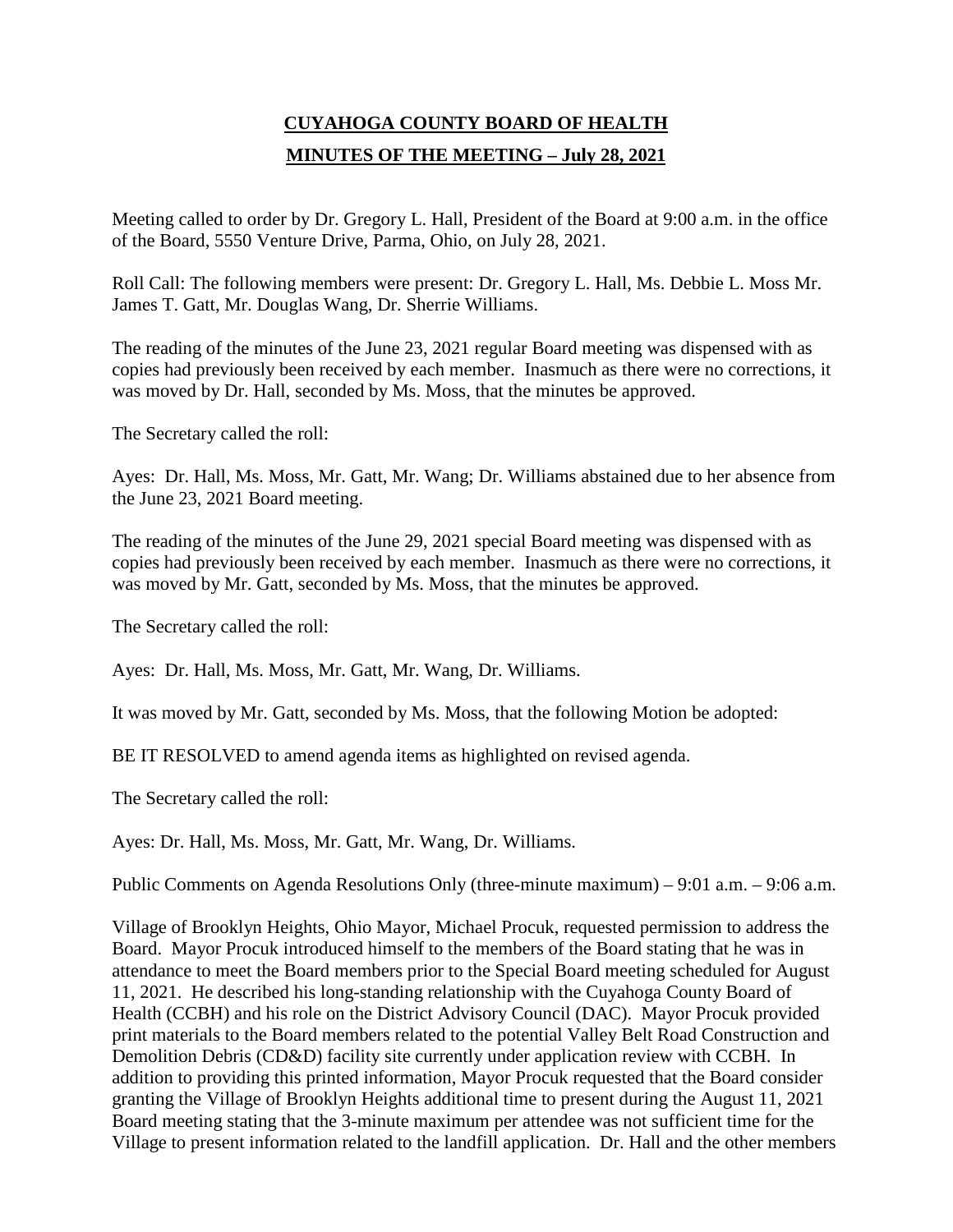# CUYAHOGA COUNTY BOARD OF HEALTH

## MINUTES OF THE MEETING – July 28, 2021

Meeting called to order by Dr. Gregory L. Hall, President of the Board at 9:00 a.m. in the office of the Board, 5550 Venture Drive, Parma, Ohio, on July 28, 2021.

Roll Call: The following members were present: Dr. Gregory L. Hall, Ms. Debbie L. Moss Mr. James T. Gatt, Mr. Douglas Wang, Dr. Sherrie Williams.

The reading of the minutes of the June 23, 2021 regular Board meeting was dispensed with as copies had previously been received by each member. Inasmuch as there were no corrections, it was moved by Dr. Hall, seconded by Ms. Moss, that the minutes be approved.

The Secretary called the roll:

Ayes: Dr. Hall, Ms. Moss, Mr. Gatt, Mr. Wang; Dr. Williams abstained due to her absence from the June 23, 2021 Board meeting.

The reading of the minutes of the June 29, 2021 special Board meeting was dispensed with as copies had previously been received by each member. Inasmuch as there were no corrections, it was moved by Mr. Gatt, seconded by Ms. Moss, that the minutes be approved.

The Secretary called the roll:

Ayes: Dr. Hall, Ms. Moss, Mr. Gatt, Mr. Wang, Dr. Williams.

It was moved by Mr. Gatt, seconded by Ms. Moss, that the following Motion be adopted:

BE IT RESOLVED to amend agenda items as highlighted on revised agenda.

The Secretary called the roll:

Ayes: Dr. Hall, Ms. Moss, Mr. Gatt, Mr. Wang, Dr. Williams.

Public Comments on Agenda Resolutions Only (three-minute maximum) – 9:01 a.m. – 9:06 a.m.

Village of Brooklyn Heights, Ohio Mayor, Michael Procuk, requested permission to address the Board. Mayor Procuk introduced himself to the members of the Board stating that he was in attendance to meet the Board members prior to the Special Board meeting scheduled for August 11, 2021. He described his long-standing relationship with the Cuyahoga County Board of Health (CCBH) and his role on the District Advisory Council (DAC). Mayor Procuk provided print materials to the Board members related to the potential Valley Belt Road Construction and Demolition Debris (CD&D) facility site currently under application review with CCBH. In addition to providing this printed information, Mayor Procuk requested that the Board consider granting the Village of Brooklyn Heights additional time to present during the August 11, 2021 Board meeting stating that the 3-minute maximum per attendee was not sufficient time for the Village to present information related to the landfill application. Dr. Hall and the other members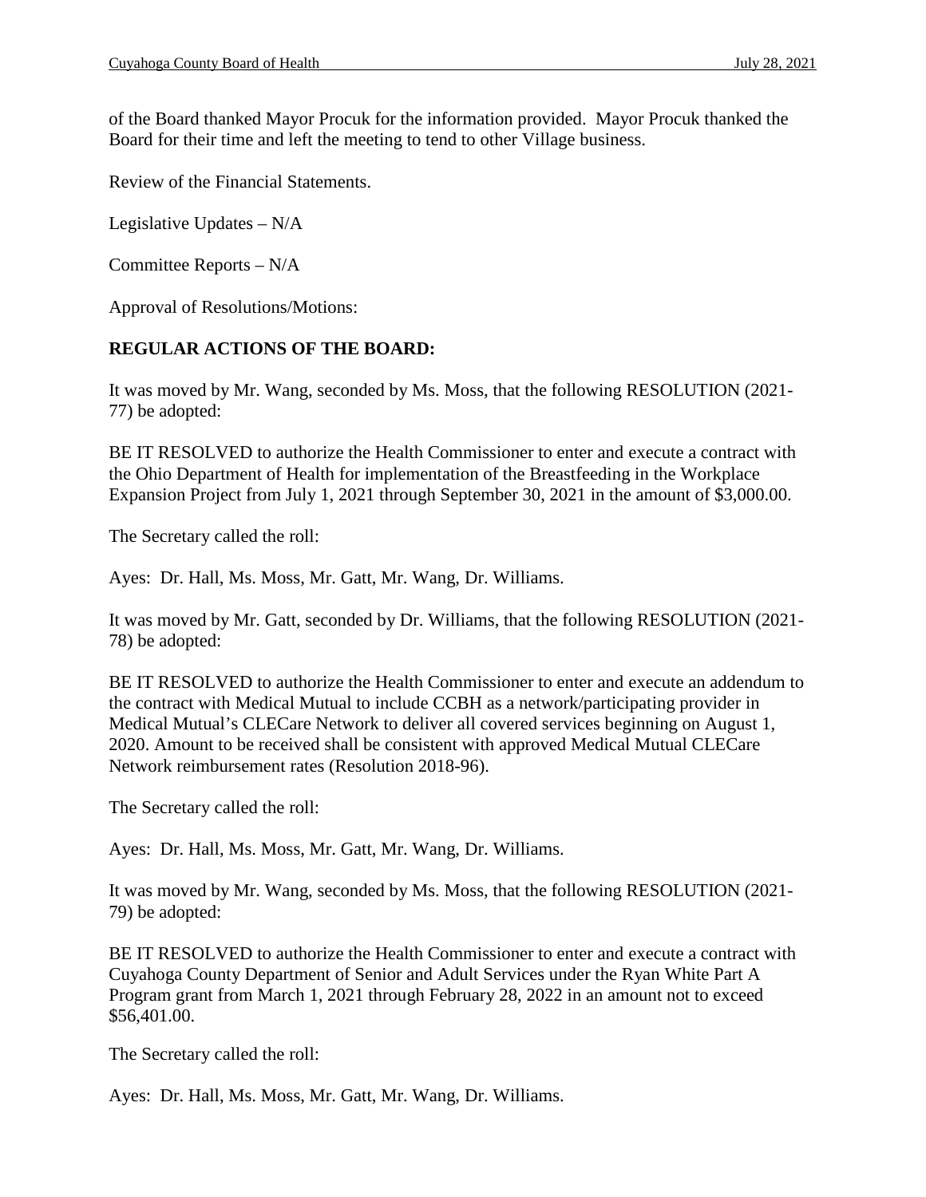of the Board thanked Mayor Procuk for the information provided. Mayor Procuk thanked the Board for their time and left the meeting to tend to other Village business.

Review of the Financial Statements.

Legislative Updates – N/A

Committee Reports – N/A

Approval of Resolutions/Motions:

**REGULAR ACTIONS OF THE BOARD:**

It was moved by Mr. Wang, seconded by Ms. Moss, that the following RESOLUTION (2021-77) be adopted:

BE IT RESOLVED to authorize the Health Commissioner to enter and execute a contract with the Ohio Department of Health for implementation of the Breastfeeding in the Workplace Expansion Project from July 1, 2021 through September 30, 2021 in the amount of $3,000.00.

The Secretary called the roll:

Ayes: Dr. Hall, Ms. Moss, Mr. Gatt, Mr. Wang, Dr. Williams.

It was moved by Mr. Gatt, seconded by Dr. Williams, that the following RESOLUTION (2021-78) be adopted:

BE IT RESOLVED to authorize the Health Commissioner to enter and execute an addendum to the contract with Medical Mutual to include CCBH as a network/participating provider in Medical Mutual's CLECare Network to deliver all covered services beginning on August 1, 2020. Amount to be received shall be consistent with approved Medical Mutual CLECare Network reimbursement rates (Resolution 2018-96).

The Secretary called the roll:

Ayes: Dr. Hall, Ms. Moss, Mr. Gatt, Mr. Wang, Dr. Williams.

It was moved by Mr. Wang, seconded by Ms. Moss, that the following RESOLUTION (2021-79) be adopted:

BE IT RESOLVED to authorize the Health Commissioner to enter and execute a contract with Cuyahoga County Department of Senior and Adult Services under the Ryan White Part A Program grant from March 1, 2021 through February 28, 2022 in an amount not to exceed $56,401.00.

The Secretary called the roll:

Ayes: Dr. Hall, Ms. Moss, Mr. Gatt, Mr. Wang, Dr. Williams.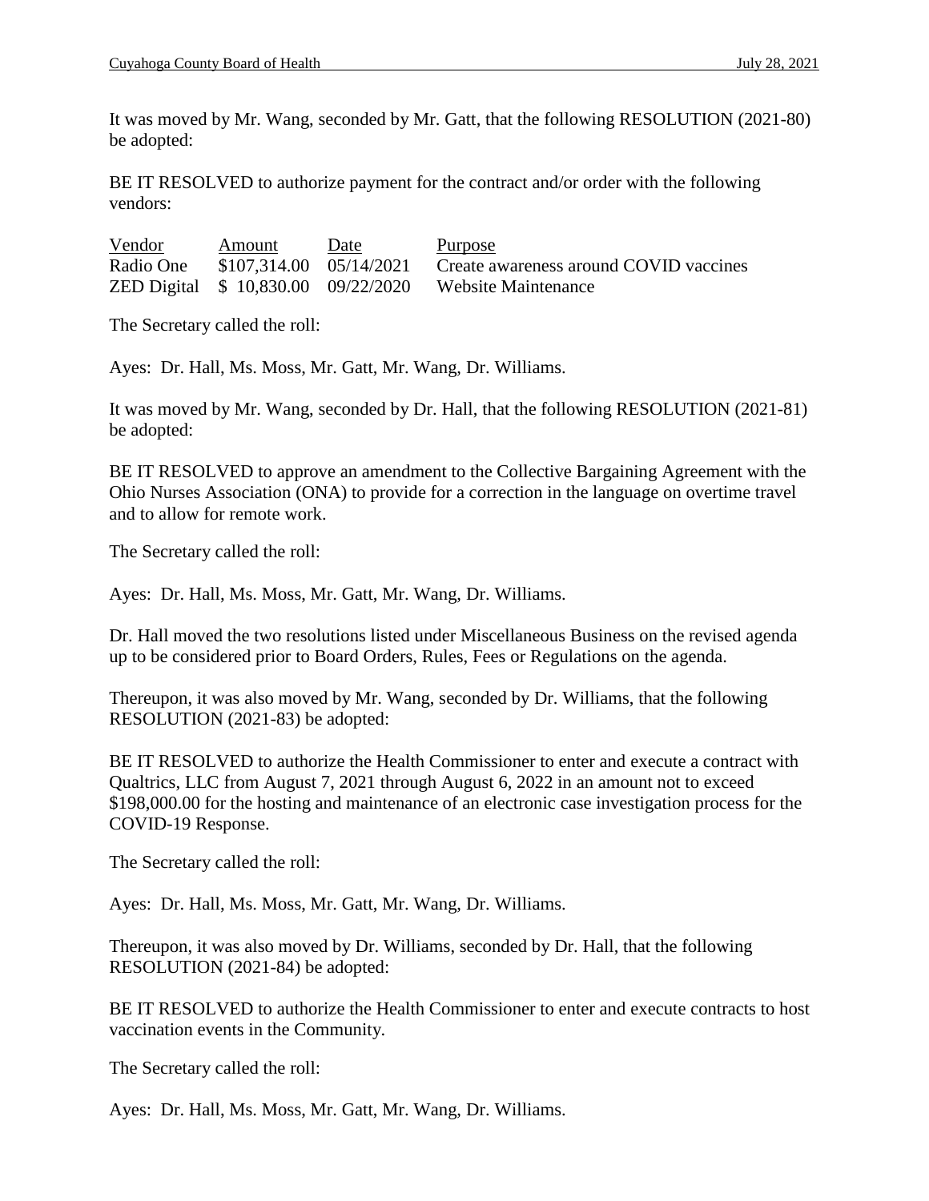It was moved by Mr. Wang, seconded by Mr. Gatt, that the following RESOLUTION (2021-80) be adopted:

BE IT RESOLVED to authorize payment for the contract and/or order with the following vendors:

| Vendor | Amount | Date | Purpose |
|---|---|---|---|
| Radio One | $107,314.00 | 05/14/2021 | Create awareness around COVID vaccines |
| ZED Digital | $ 10,830.00 | 09/22/2020 | Website Maintenance |

The Secretary called the roll:

Ayes: Dr. Hall, Ms. Moss, Mr. Gatt, Mr. Wang, Dr. Williams.

It was moved by Mr. Wang, seconded by Dr. Hall, that the following RESOLUTION (2021-81) be adopted:

BE IT RESOLVED to approve an amendment to the Collective Bargaining Agreement with the Ohio Nurses Association (ONA) to provide for a correction in the language on overtime travel and to allow for remote work.

The Secretary called the roll:

Ayes: Dr. Hall, Ms. Moss, Mr. Gatt, Mr. Wang, Dr. Williams.

Dr. Hall moved the two resolutions listed under Miscellaneous Business on the revised agenda up to be considered prior to Board Orders, Rules, Fees or Regulations on the agenda.

Thereupon, it was also moved by Mr. Wang, seconded by Dr. Williams, that the following RESOLUTION (2021-83) be adopted:

BE IT RESOLVED to authorize the Health Commissioner to enter and execute a contract with Qualtrics, LLC from August 7, 2021 through August 6, 2022 in an amount not to exceed $198,000.00 for the hosting and maintenance of an electronic case investigation process for the COVID-19 Response.

The Secretary called the roll:

Ayes: Dr. Hall, Ms. Moss, Mr. Gatt, Mr. Wang, Dr. Williams.

Thereupon, it was also moved by Dr. Williams, seconded by Dr. Hall, that the following RESOLUTION (2021-84) be adopted:

BE IT RESOLVED to authorize the Health Commissioner to enter and execute contracts to host vaccination events in the Community.

The Secretary called the roll:

Ayes: Dr. Hall, Ms. Moss, Mr. Gatt, Mr. Wang, Dr. Williams.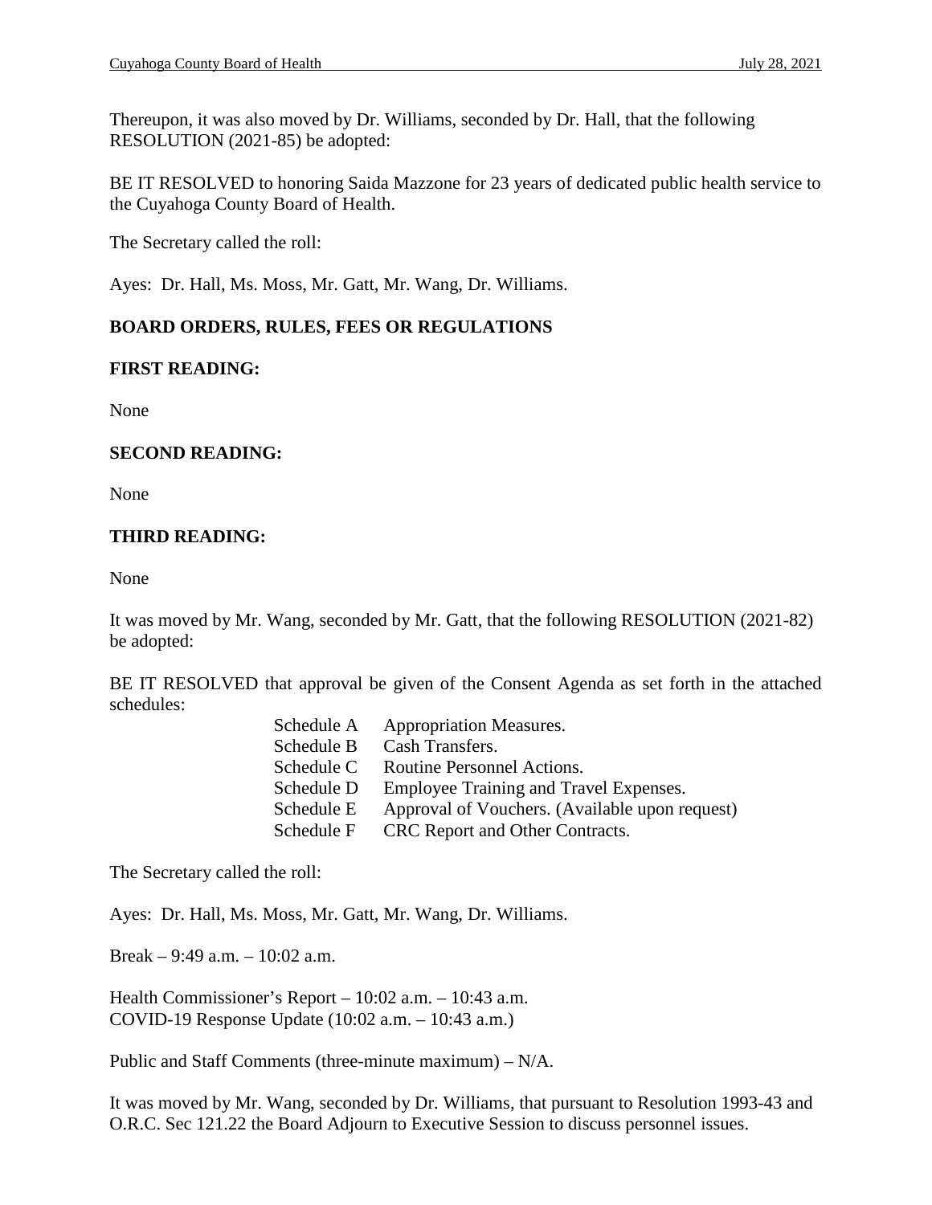Thereupon, it was also moved by Dr. Williams, seconded by Dr. Hall, that the following RESOLUTION (2021-85) be adopted:

BE IT RESOLVED to honoring Saida Mazzone for 23 years of dedicated public health service to the Cuyahoga County Board of Health.

The Secretary called the roll:

Ayes: Dr. Hall, Ms. Moss, Mr. Gatt, Mr. Wang, Dr. Williams.

**BOARD ORDERS, RULES, FEES OR REGULATIONS**

**FIRST READING:**

None

**SECOND READING:**

None

**THIRD READING:**

None

It was moved by Mr. Wang, seconded by Mr. Gatt, that the following RESOLUTION (2021-82) be adopted:

BE IT RESOLVED that approval be given of the Consent Agenda as set forth in the attached schedules:

Schedule A Appropriation Measures.
Schedule B Cash Transfers.
Schedule C Routine Personnel Actions.
Schedule D Employee Training and Travel Expenses.
Schedule E Approval of Vouchers. (Available upon request)
Schedule F CRC Report and Other Contracts.

The Secretary called the roll:

Ayes: Dr. Hall, Ms. Moss, Mr. Gatt, Mr. Wang, Dr. Williams.

Break – 9:49 a.m. – 10:02 a.m.

Health Commissioner's Report – 10:02 a.m. – 10:43 a.m.
COVID-19 Response Update (10:02 a.m. – 10:43 a.m.)

Public and Staff Comments (three-minute maximum) – N/A.

It was moved by Mr. Wang, seconded by Dr. Williams, that pursuant to Resolution 1993-43 and O.R.C. Sec 121.22 the Board Adjourn to Executive Session to discuss personnel issues.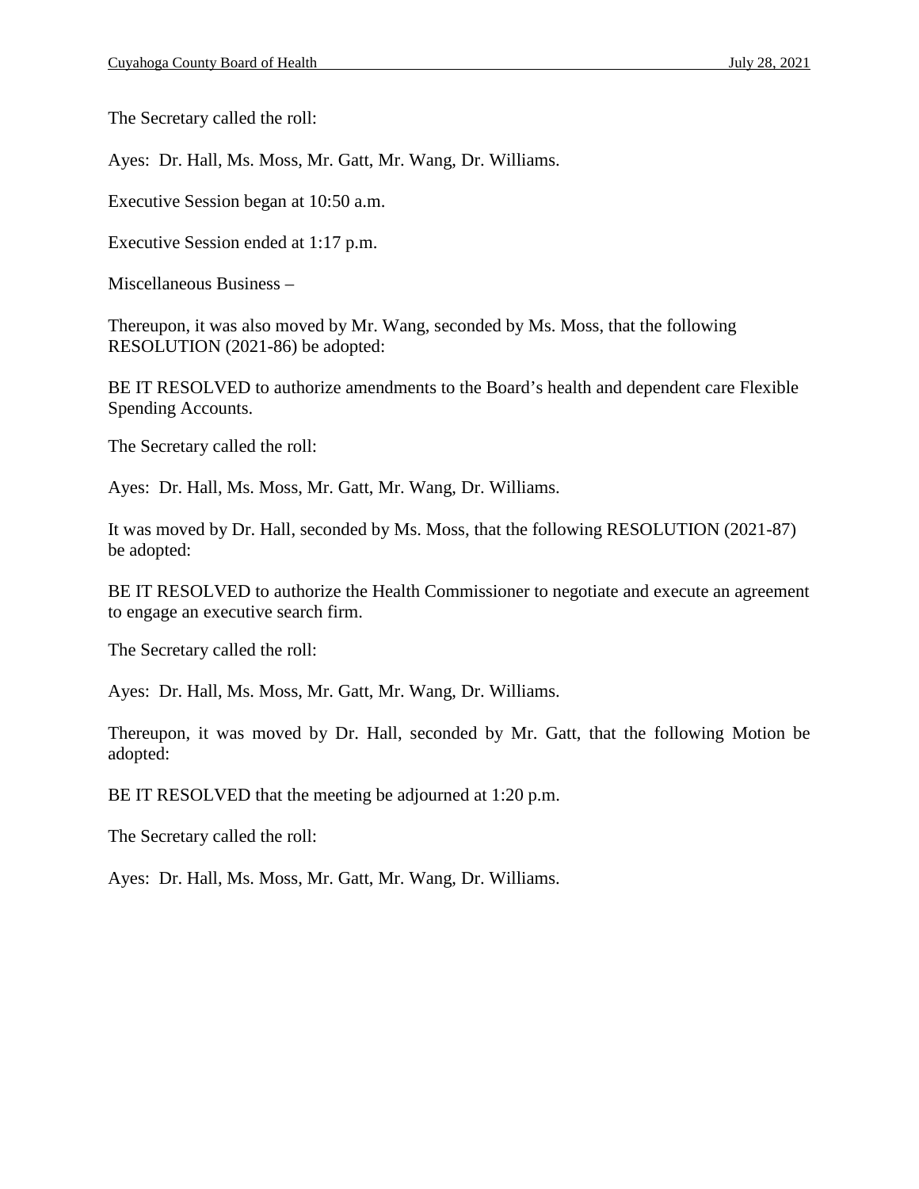The Secretary called the roll:

Ayes: Dr. Hall, Ms. Moss, Mr. Gatt, Mr. Wang, Dr. Williams.

Executive Session began at 10:50 a.m.

Executive Session ended at 1:17 p.m.

Miscellaneous Business –

Thereupon, it was also moved by Mr. Wang, seconded by Ms. Moss, that the following RESOLUTION (2021-86) be adopted:

BE IT RESOLVED to authorize amendments to the Board's health and dependent care Flexible Spending Accounts.

The Secretary called the roll:

Ayes: Dr. Hall, Ms. Moss, Mr. Gatt, Mr. Wang, Dr. Williams.

It was moved by Dr. Hall, seconded by Ms. Moss, that the following RESOLUTION (2021-87) be adopted:

BE IT RESOLVED to authorize the Health Commissioner to negotiate and execute an agreement to engage an executive search firm.

The Secretary called the roll:

Ayes: Dr. Hall, Ms. Moss, Mr. Gatt, Mr. Wang, Dr. Williams.

Thereupon, it was moved by Dr. Hall, seconded by Mr. Gatt, that the following Motion be adopted:

BE IT RESOLVED that the meeting be adjourned at 1:20 p.m.

The Secretary called the roll:

Ayes: Dr. Hall, Ms. Moss, Mr. Gatt, Mr. Wang, Dr. Williams.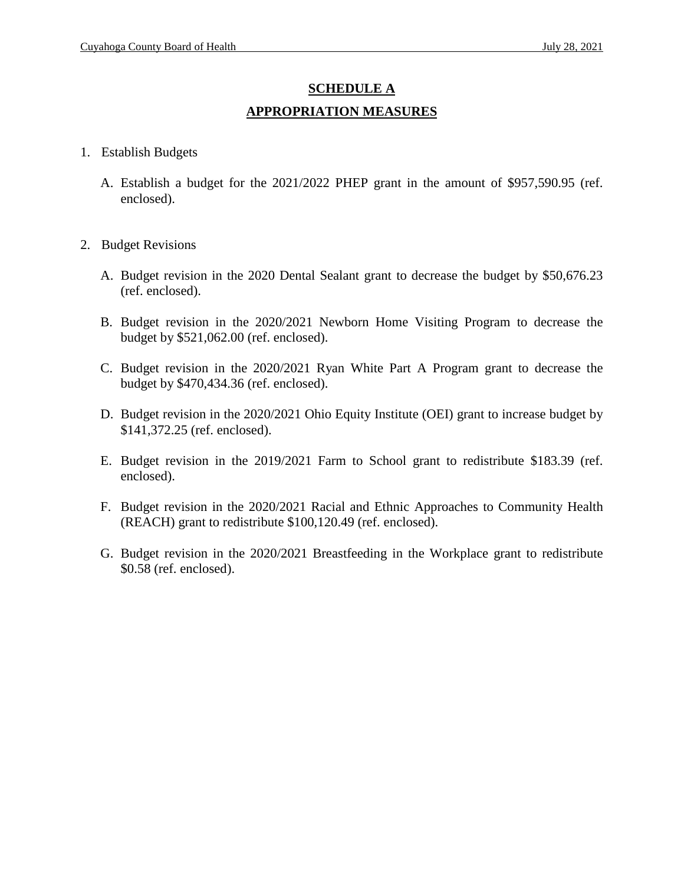# SCHEDULE A

## APPROPRIATION MEASURES

1. Establish Budgets

   A. Establish a budget for the 2021/2022 PHEP grant in the amount of $957,590.95 (ref. enclosed).

2. Budget Revisions

   A. Budget revision in the 2020 Dental Sealant grant to decrease the budget by $50,676.23 (ref. enclosed).

   B. Budget revision in the 2020/2021 Newborn Home Visiting Program to decrease the budget by $521,062.00 (ref. enclosed).

   C. Budget revision in the 2020/2021 Ryan White Part A Program grant to decrease the budget by $470,434.36 (ref. enclosed).

   D. Budget revision in the 2020/2021 Ohio Equity Institute (OEI) grant to increase budget by $141,372.25 (ref. enclosed).

   E. Budget revision in the 2019/2021 Farm to School grant to redistribute $183.39 (ref. enclosed).

   F. Budget revision in the 2020/2021 Racial and Ethnic Approaches to Community Health (REACH) grant to redistribute $100,120.49 (ref. enclosed).

   G. Budget revision in the 2020/2021 Breastfeeding in the Workplace grant to redistribute $0.58 (ref. enclosed).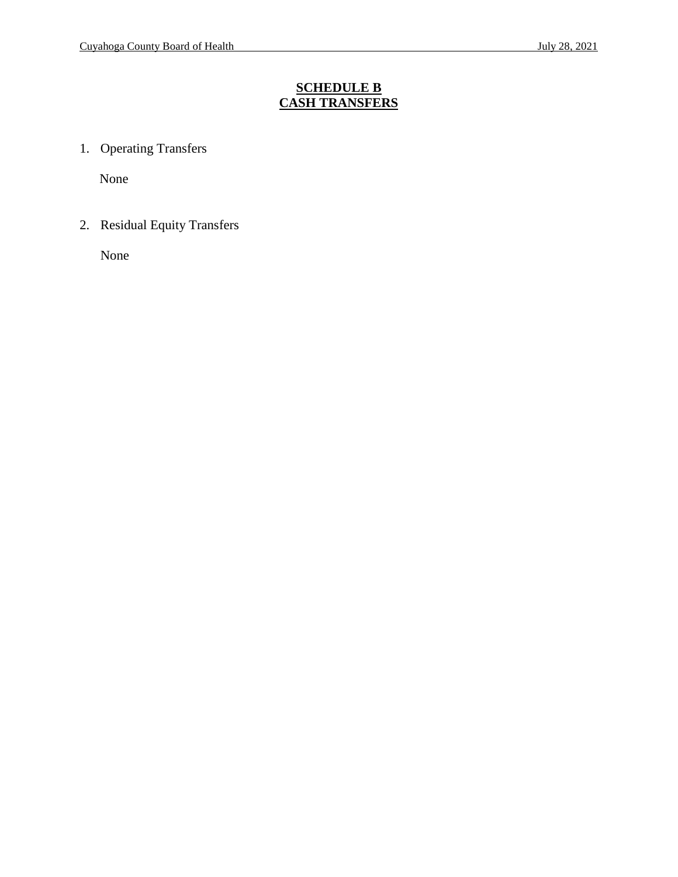## SCHEDULE B
## CASH TRANSFERS

1. Operating Transfers

   None

2. Residual Equity Transfers

   None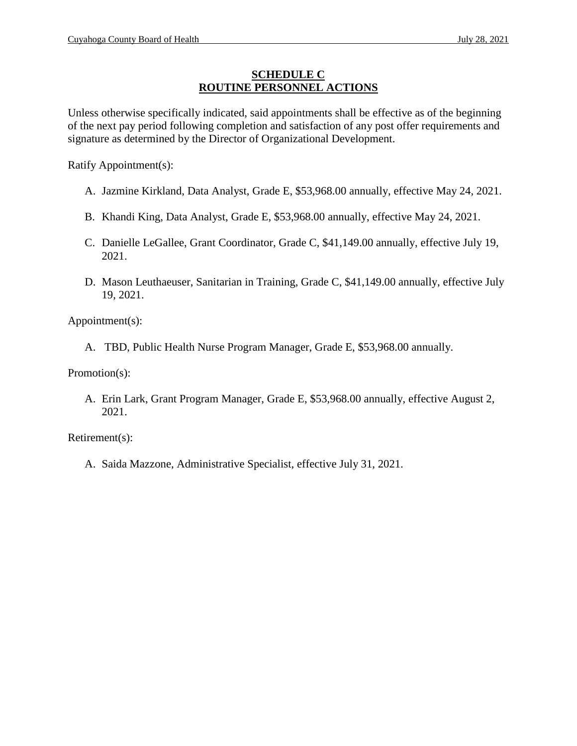## SCHEDULE C
## ROUTINE PERSONNEL ACTIONS

Unless otherwise specifically indicated, said appointments shall be effective as of the beginning of the next pay period following completion and satisfaction of any post offer requirements and signature as determined by the Director of Organizational Development.

Ratify Appointment(s):

A. Jazmine Kirkland, Data Analyst, Grade E, $53,968.00 annually, effective May 24, 2021.

B. Khandi King, Data Analyst, Grade E, $53,968.00 annually, effective May 24, 2021.

C. Danielle LeGallee, Grant Coordinator, Grade C, $41,149.00 annually, effective July 19, 2021.

D. Mason Leuthaeuser, Sanitarian in Training, Grade C, $41,149.00 annually, effective July 19, 2021.

Appointment(s):

A. TBD, Public Health Nurse Program Manager, Grade E, $53,968.00 annually.

Promotion(s):

A. Erin Lark, Grant Program Manager, Grade E, $53,968.00 annually, effective August 2, 2021.

Retirement(s):

A. Saida Mazzone, Administrative Specialist, effective July 31, 2021.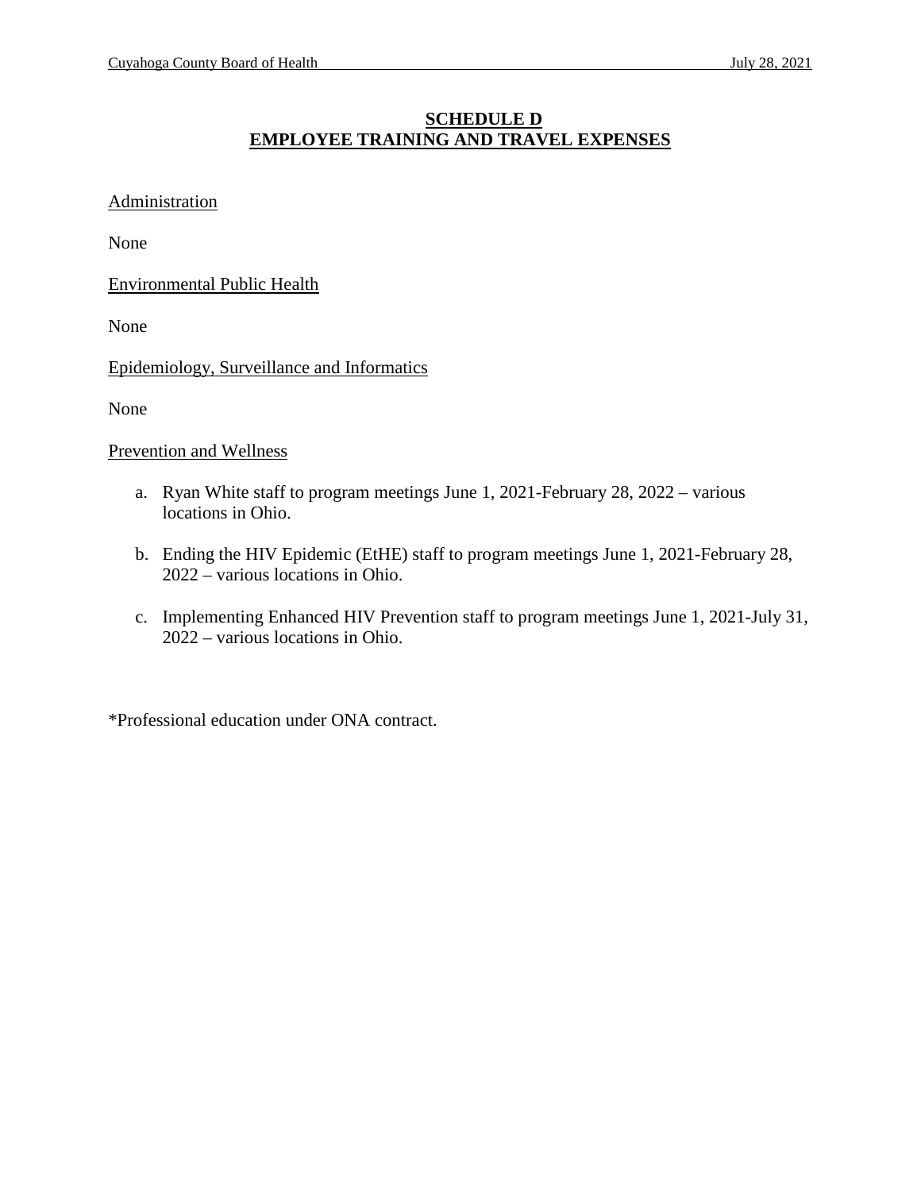## SCHEDULE D
## EMPLOYEE TRAINING AND TRAVEL EXPENSES

Administration

None

Environmental Public Health

None

Epidemiology, Surveillance and Informatics

None

Prevention and Wellness

a. Ryan White staff to program meetings June 1, 2021-February 28, 2022 – various locations in Ohio.

b. Ending the HIV Epidemic (EtHE) staff to program meetings June 1, 2021-February 28, 2022 – various locations in Ohio.

c. Implementing Enhanced HIV Prevention staff to program meetings June 1, 2021-July 31, 2022 – various locations in Ohio.

*Professional education under ONA contract.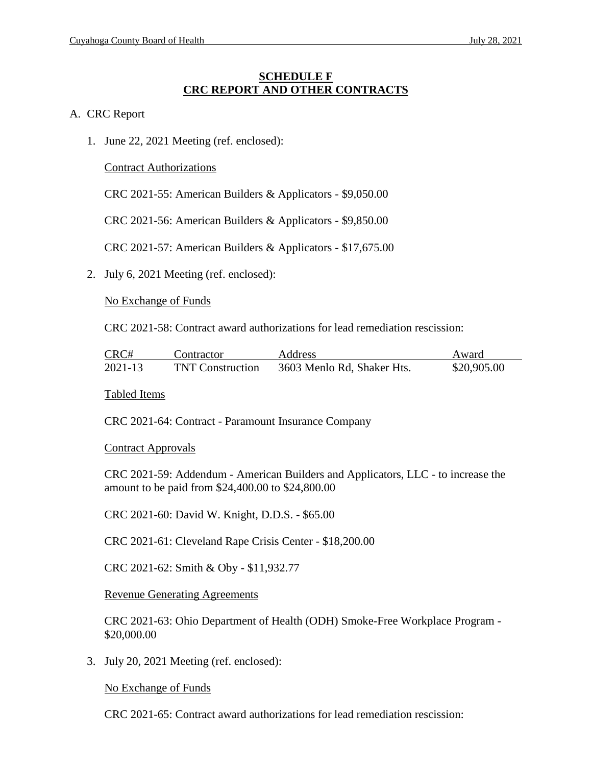## SCHEDULE F
## CRC REPORT AND OTHER CONTRACTS

A. CRC Report

1. June 22, 2021 Meeting (ref. enclosed):

   Contract Authorizations

   CRC 2021-55: American Builders & Applicators - $9,050.00

   CRC 2021-56: American Builders & Applicators - $9,850.00

   CRC 2021-57: American Builders & Applicators - $17,675.00

2. July 6, 2021 Meeting (ref. enclosed):

   No Exchange of Funds

   CRC 2021-58: Contract award authorizations for lead remediation rescission:

   | CRC# | Contractor | Address | Award |
   |---|---|---|---|
   | 2021-13 | TNT Construction | 3603 Menlo Rd, Shaker Hts. | $20,905.00 |

   Tabled Items

   CRC 2021-64: Contract - Paramount Insurance Company

   Contract Approvals

   CRC 2021-59: Addendum - American Builders and Applicators, LLC - to increase the amount to be paid from $24,400.00 to $24,800.00

   CRC 2021-60: David W. Knight, D.D.S. - $65.00

   CRC 2021-61: Cleveland Rape Crisis Center - $18,200.00

   CRC 2021-62: Smith & Oby - $11,932.77

   Revenue Generating Agreements

   CRC 2021-63: Ohio Department of Health (ODH) Smoke-Free Workplace Program - $20,000.00

3. July 20, 2021 Meeting (ref. enclosed):

   No Exchange of Funds

   CRC 2021-65: Contract award authorizations for lead remediation rescission: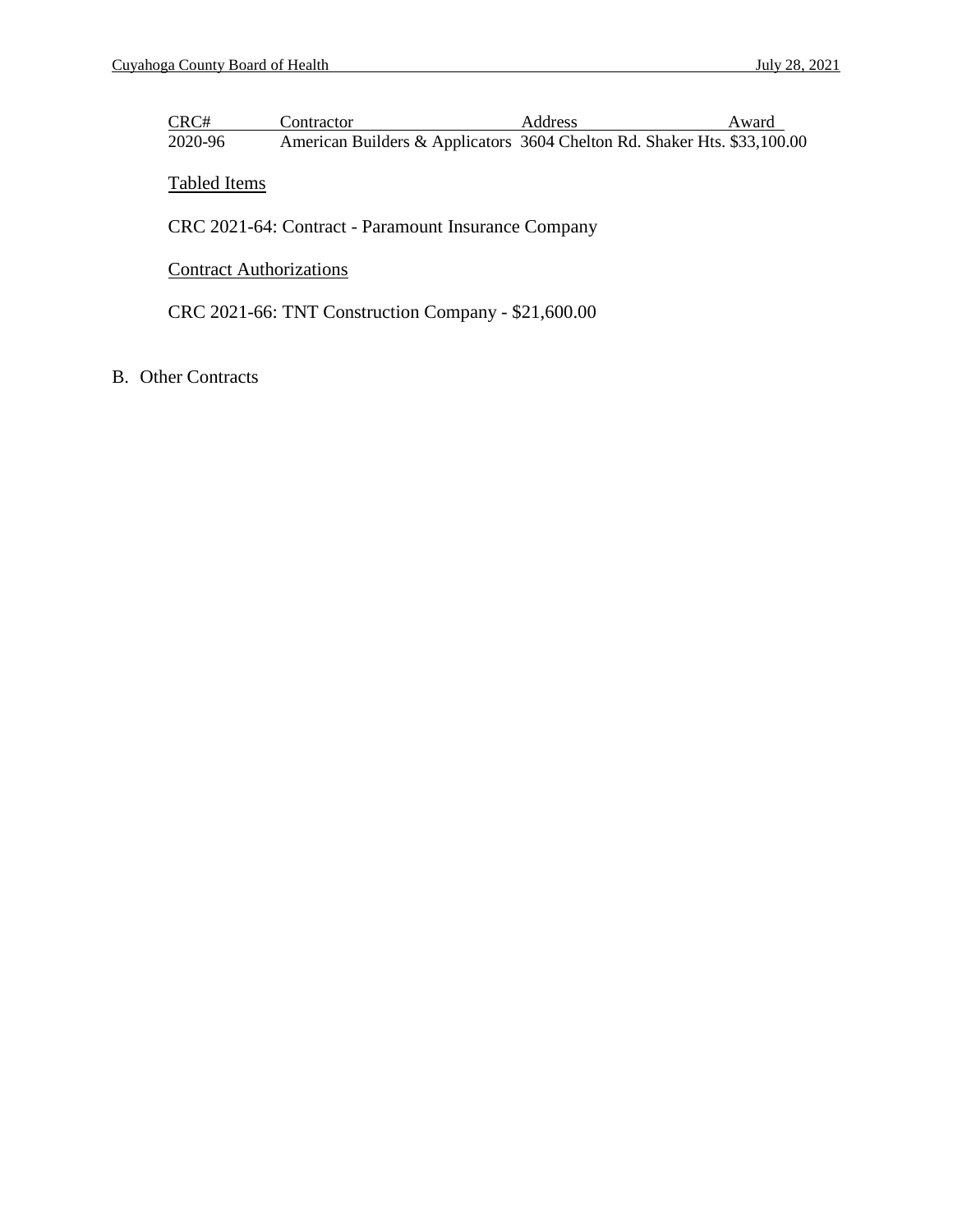| CRC# | Contractor | Address | Award |
| --- | --- | --- | --- |
| 2020-96 | American Builders & Applicators | 3604 Chelton Rd. Shaker Hts. | $33,100.00 |

Tabled Items

CRC 2021-64: Contract - Paramount Insurance Company

Contract Authorizations

CRC 2021-66: TNT Construction Company - $21,600.00

B. Other Contracts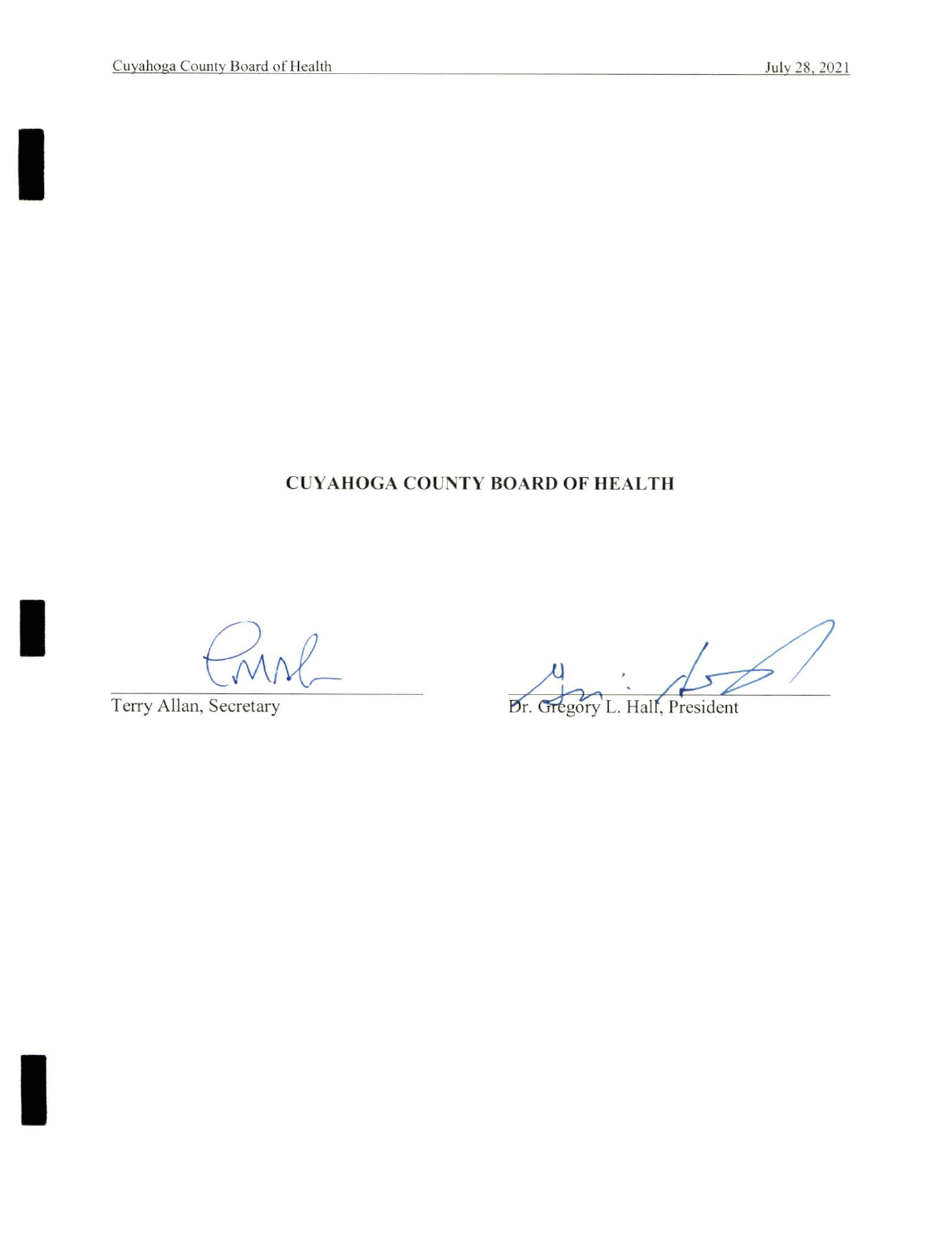**CUYAHOGA COUNTY BOARD OF HEALTH**

Terry Allan, Secretary

Dr. Gregory L. Hall, President